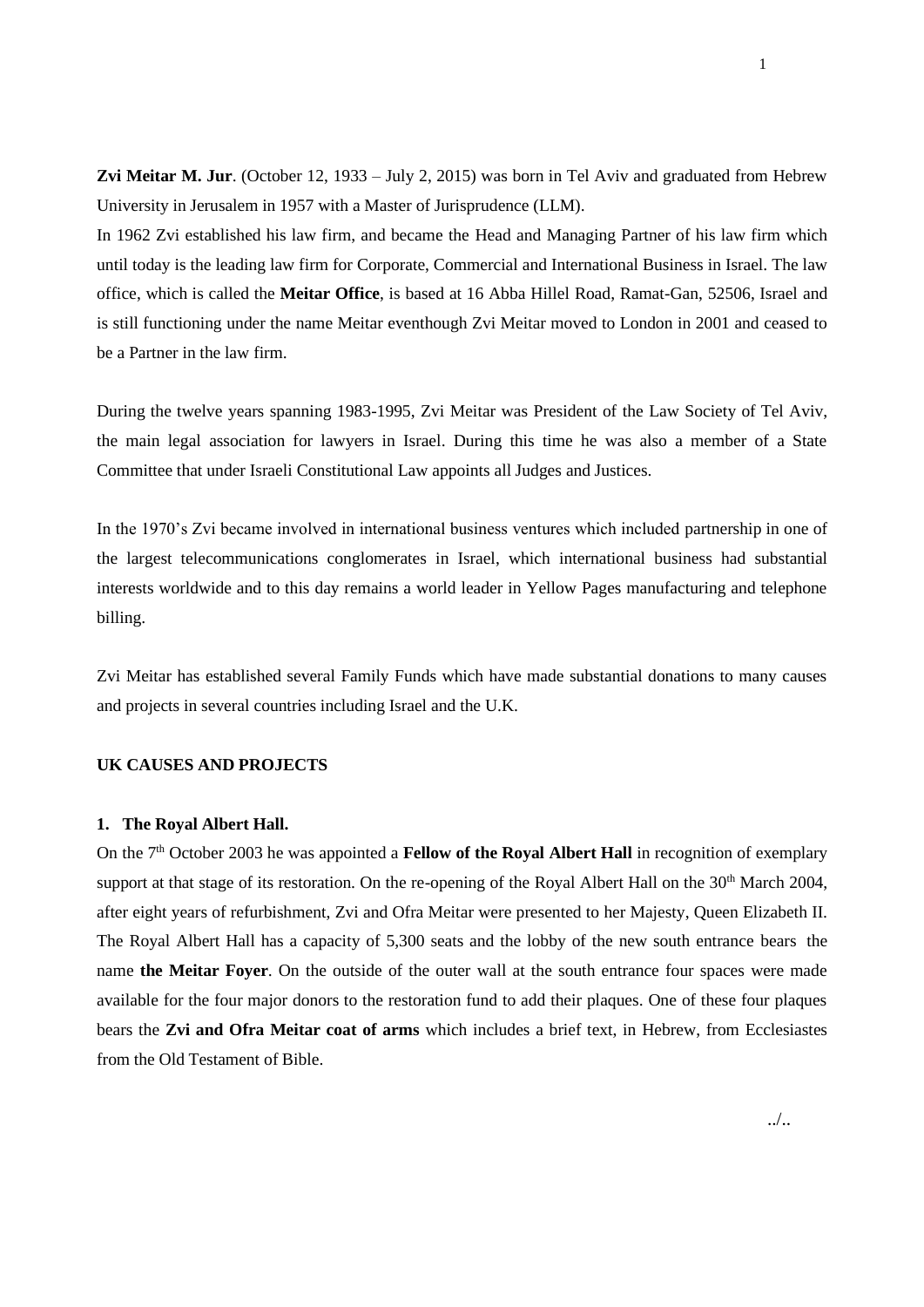**Zvi Meitar M. Jur**. (October 12, 1933 – July 2, 2015) was born in Tel Aviv and graduated from Hebrew University in Jerusalem in 1957 with a Master of Jurisprudence (LLM).

In 1962 Zvi established his law firm, and became the Head and Managing Partner of his law firm which until today is the leading law firm for Corporate, Commercial and International Business in Israel. The law office, which is called the **Meitar Office**, is based at 16 Abba Hillel Road, Ramat-Gan, 52506, Israel and is still functioning under the name Meitar eventhough Zvi Meitar moved to London in 2001 and ceased to be a Partner in the law firm.

During the twelve years spanning 1983-1995, Zvi Meitar was President of the Law Society of Tel Aviv, the main legal association for lawyers in Israel. During this time he was also a member of a State Committee that under Israeli Constitutional Law appoints all Judges and Justices.

In the 1970's Zvi became involved in international business ventures which included partnership in one of the largest telecommunications conglomerates in Israel, which international business had substantial interests worldwide and to this day remains a world leader in Yellow Pages manufacturing and telephone billing.

Zvi Meitar has established several Family Funds which have made substantial donations to many causes and projects in several countries including Israel and the U.K.

**UK CAUSES AND PROJECTS**

**1. The Royal Albert Hall.**

On the 7th October 2003 he was appointed a **Fellow of the Royal Albert Hall** in recognition of exemplary support at that stage of its restoration. On the re-opening of the Royal Albert Hall on the 30th March 2004, after eight years of refurbishment, Zvi and Ofra Meitar were presented to her Majesty, Queen Elizabeth II. The Royal Albert Hall has a capacity of 5,300 seats and the lobby of the new south entrance bears the name **the Meitar Foyer**. On the outside of the outer wall at the south entrance four spaces were made available for the four major donors to the restoration fund to add their plaques. One of these four plaques bears the **Zvi and Ofra Meitar coat of arms** which includes a brief text, in Hebrew, from Ecclesiastes from the Old Testament of Bible.

../..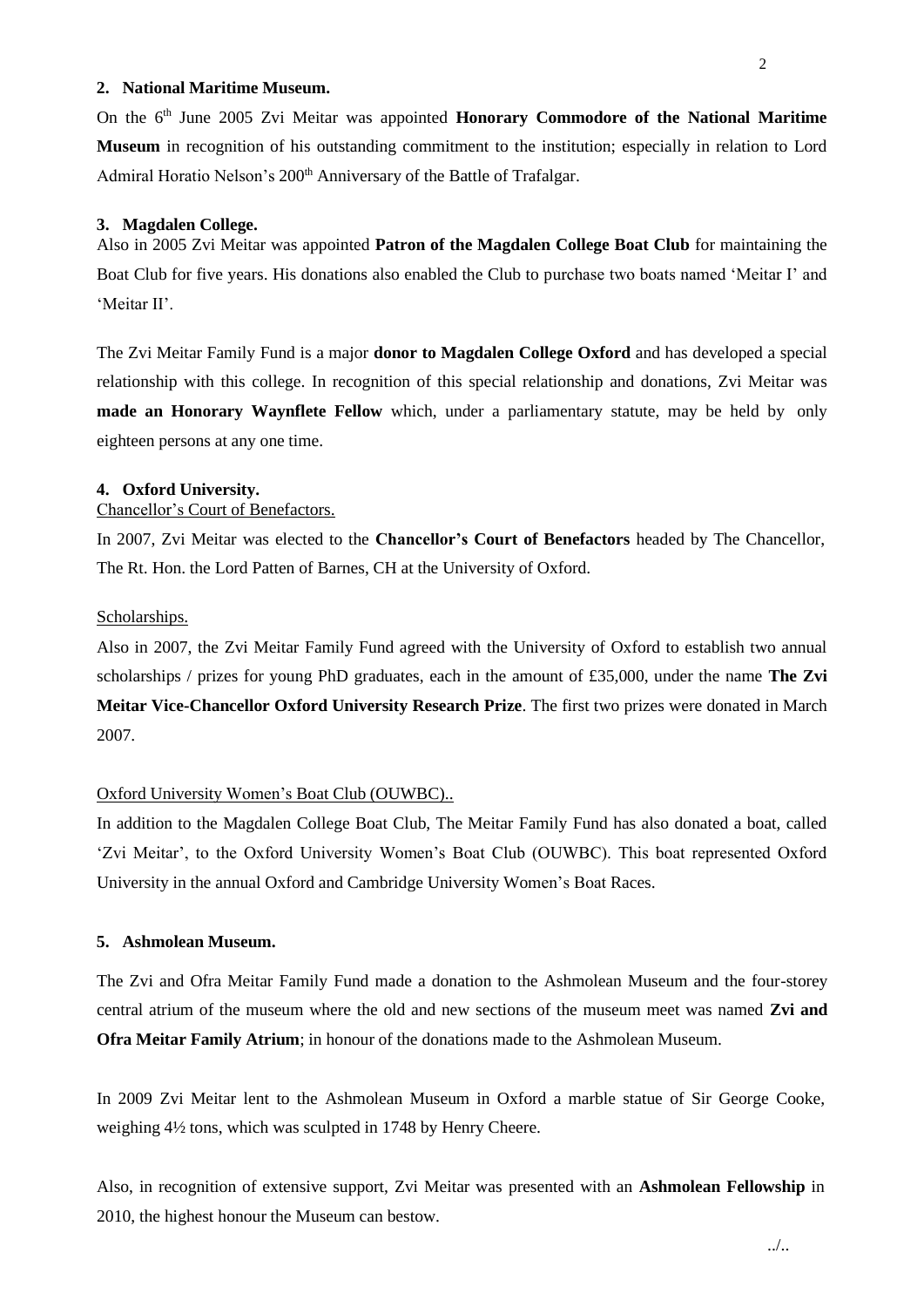## 2. National Maritime Museum.

On the 6th June 2005 Zvi Meitar was appointed **Honorary Commodore of the National Maritime Museum** in recognition of his outstanding commitment to the institution; especially in relation to Lord Admiral Horatio Nelson's 200th Anniversary of the Battle of Trafalgar.

## 3. Magdalen College.

Also in 2005 Zvi Meitar was appointed **Patron of the Magdalen College Boat Club** for maintaining the Boat Club for five years. His donations also enabled the Club to purchase two boats named 'Meitar I' and 'Meitar II'.

The Zvi Meitar Family Fund is a major **donor to Magdalen College Oxford** and has developed a special relationship with this college. In recognition of this special relationship and donations, Zvi Meitar was **made an Honorary Waynflete Fellow** which, under a parliamentary statute, may be held by only eighteen persons at any one time.

## 4. Oxford University.

Chancellor's Court of Benefactors.

In 2007, Zvi Meitar was elected to the **Chancellor's Court of Benefactors** headed by The Chancellor, The Rt. Hon. the Lord Patten of Barnes, CH at the University of Oxford.

Scholarships.

Also in 2007, the Zvi Meitar Family Fund agreed with the University of Oxford to establish two annual scholarships / prizes for young PhD graduates, each in the amount of £35,000, under the name **The Zvi Meitar Vice-Chancellor Oxford University Research Prize**. The first two prizes were donated in March 2007.

Oxford University Women's Boat Club (OUWBC)..

In addition to the Magdalen College Boat Club, The Meitar Family Fund has also donated a boat, called 'Zvi Meitar', to the Oxford University Women's Boat Club (OUWBC). This boat represented Oxford University in the annual Oxford and Cambridge University Women's Boat Races.

## 5. Ashmolean Museum.

The Zvi and Ofra Meitar Family Fund made a donation to the Ashmolean Museum and the four-storey central atrium of the museum where the old and new sections of the museum meet was named **Zvi and Ofra Meitar Family Atrium**; in honour of the donations made to the Ashmolean Museum.

In 2009 Zvi Meitar lent to the Ashmolean Museum in Oxford a marble statue of Sir George Cooke, weighing 4½ tons, which was sculpted in 1748 by Henry Cheere.

Also, in recognition of extensive support, Zvi Meitar was presented with an **Ashmolean Fellowship** in 2010, the highest honour the Museum can bestow.

../..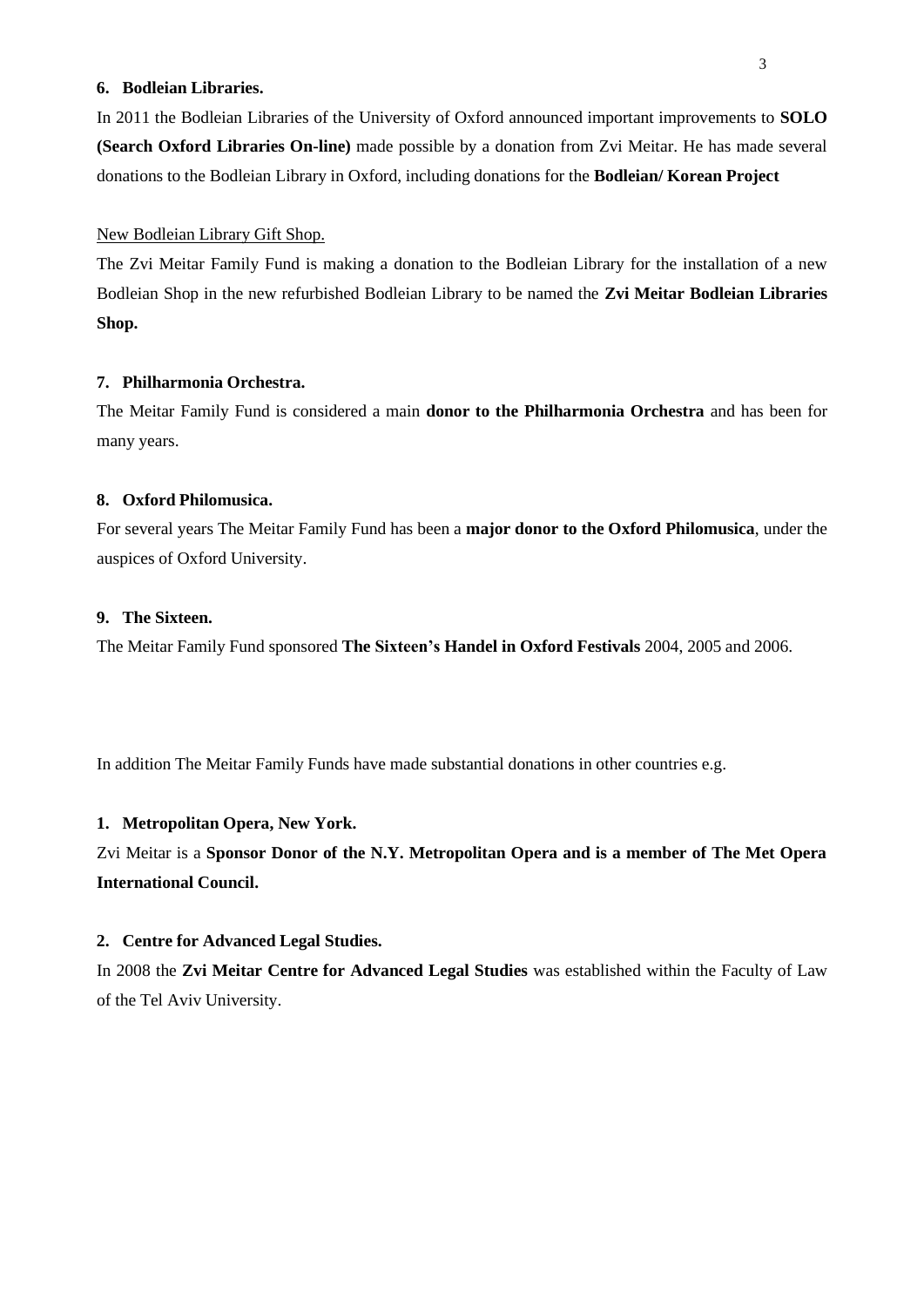**6. Bodleian Libraries.**

In 2011 the Bodleian Libraries of the University of Oxford announced important improvements to **SOLO (Search Oxford Libraries On-line)** made possible by a donation from Zvi Meitar. He has made several donations to the Bodleian Library in Oxford, including donations for the **Bodleian/ Korean Project**

New Bodleian Library Gift Shop.

The Zvi Meitar Family Fund is making a donation to the Bodleian Library for the installation of a new Bodleian Shop in the new refurbished Bodleian Library to be named the **Zvi Meitar Bodleian Libraries Shop.**

**7. Philharmonia Orchestra.**

The Meitar Family Fund is considered a main **donor to the Philharmonia Orchestra** and has been for many years.

**8. Oxford Philomusica.**

For several years The Meitar Family Fund has been a **major donor to the Oxford Philomusica**, under the auspices of Oxford University.

**9. The Sixteen.**

The Meitar Family Fund sponsored **The Sixteen's Handel in Oxford Festivals** 2004, 2005 and 2006.

In addition The Meitar Family Funds have made substantial donations in other countries e.g.

**1. Metropolitan Opera, New York.**

Zvi Meitar is a **Sponsor Donor of the N.Y. Metropolitan Opera and is a member of The Met Opera International Council.**

**2. Centre for Advanced Legal Studies.**

In 2008 the **Zvi Meitar Centre for Advanced Legal Studies** was established within the Faculty of Law of the Tel Aviv University.